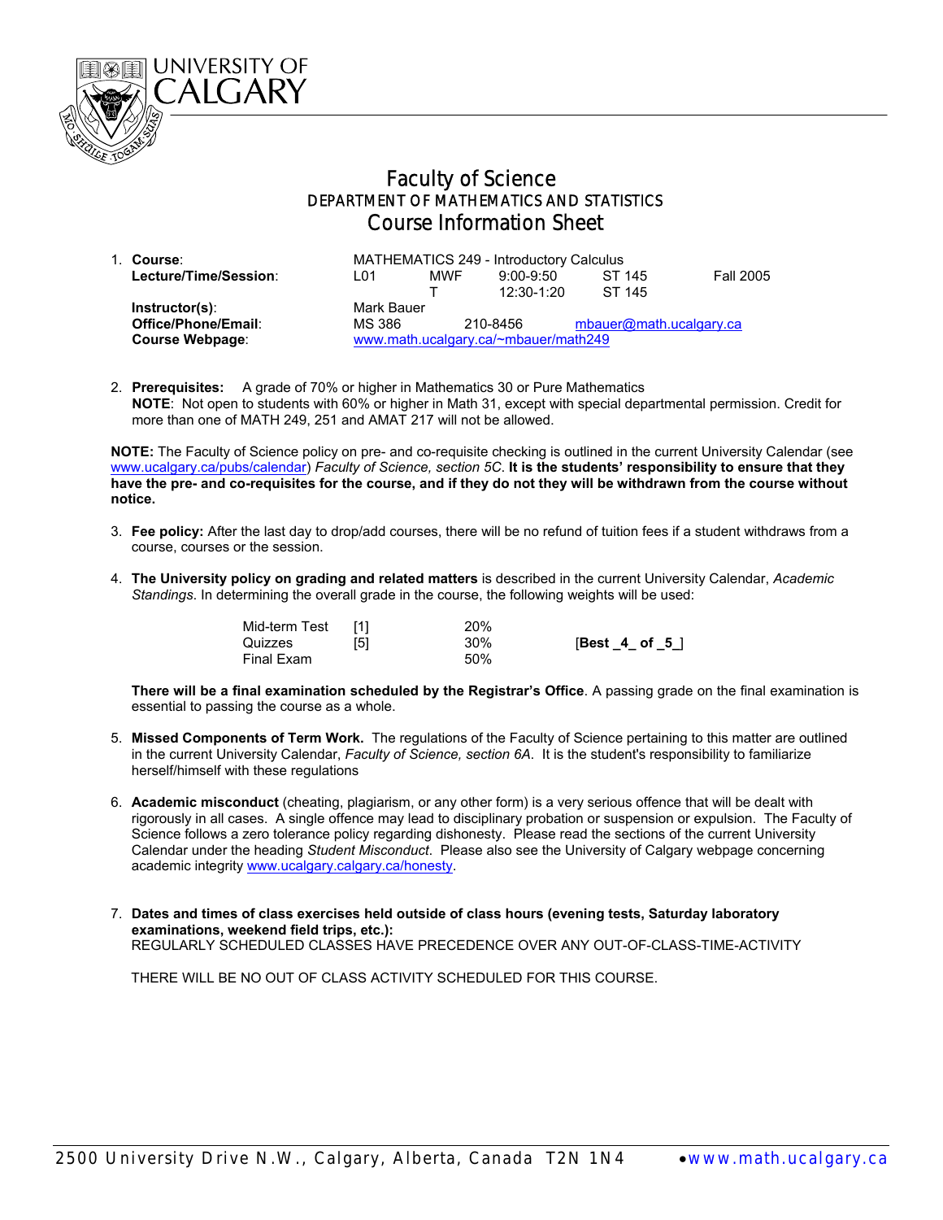UNIVERSITY OF CALGARY

# Faculty of Science
## DEPARTMENT OF MATHEMATICS AND STATISTICS
## Course Information Sheet

1. **Course**: MATHEMATICS 249 - Introductory Calculus

| | | | | | |
|---|---|---|---|---|---|
| **Lecture/Time/Session**: | L01 | MWF | 9:00-9:50 | ST 145 | Fall 2005 |
| | | T | 12:30-1:20 | ST 145 | |
| **Instructor(s)**: | Mark Bauer | | | | |
| **Office/Phone/Email**: | MS 386 | 210-8456 | mbauer@math.ucalgary.ca | | |
| **Course Webpage**: | www.math.ucalgary.ca/~mbauer/math249 | | | | |

2. **Prerequisites:** A grade of 70% or higher in Mathematics 30 or Pure Mathematics
   **NOTE**: Not open to students with 60% or higher in Math 31, except with special departmental permission. Credit for more than one of MATH 249, 251 and AMAT 217 will not be allowed.

**NOTE:** The Faculty of Science policy on pre- and co-requisite checking is outlined in the current University Calendar (see www.ucalgary.ca/pubs/calendar) *Faculty of Science, section 5C*. **It is the students' responsibility to ensure that they have the pre- and co-requisites for the course, and if they do not they will be withdrawn from the course without notice.**

3. **Fee policy:** After the last day to drop/add courses, there will be no refund of tuition fees if a student withdraws from a course, courses or the session.

4. **The University policy on grading and related matters** is described in the current University Calendar, *Academic Standings*. In determining the overall grade in the course, the following weights will be used:

| | | | |
|---|---|---|---|
| Mid-term Test | [1] | 20% | |
| Quizzes | [5] | 30% | [**Best _4_ of _5_**] |
| Final Exam | | 50% | |

**There will be a final examination scheduled by the Registrar's Office**. A passing grade on the final examination is essential to passing the course as a whole.

5. **Missed Components of Term Work.** The regulations of the Faculty of Science pertaining to this matter are outlined in the current University Calendar, *Faculty of Science, section 6A*. It is the student's responsibility to familiarize herself/himself with these regulations

6. **Academic misconduct** (cheating, plagiarism, or any other form) is a very serious offence that will be dealt with rigorously in all cases. A single offence may lead to disciplinary probation or suspension or expulsion. The Faculty of Science follows a zero tolerance policy regarding dishonesty. Please read the sections of the current University Calendar under the heading *Student Misconduct*. Please also see the University of Calgary webpage concerning academic integrity www.ucalgary.calgary.ca/honesty.

7. **Dates and times of class exercises held outside of class hours (evening tests, Saturday laboratory examinations, weekend field trips, etc.):**
   REGULARLY SCHEDULED CLASSES HAVE PRECEDENCE OVER ANY OUT-OF-CLASS-TIME-ACTIVITY

   THERE WILL BE NO OUT OF CLASS ACTIVITY SCHEDULED FOR THIS COURSE.

2500 University Drive N.W., Calgary, Alberta, Canada T2N 1N4 • www.math.ucalgary.ca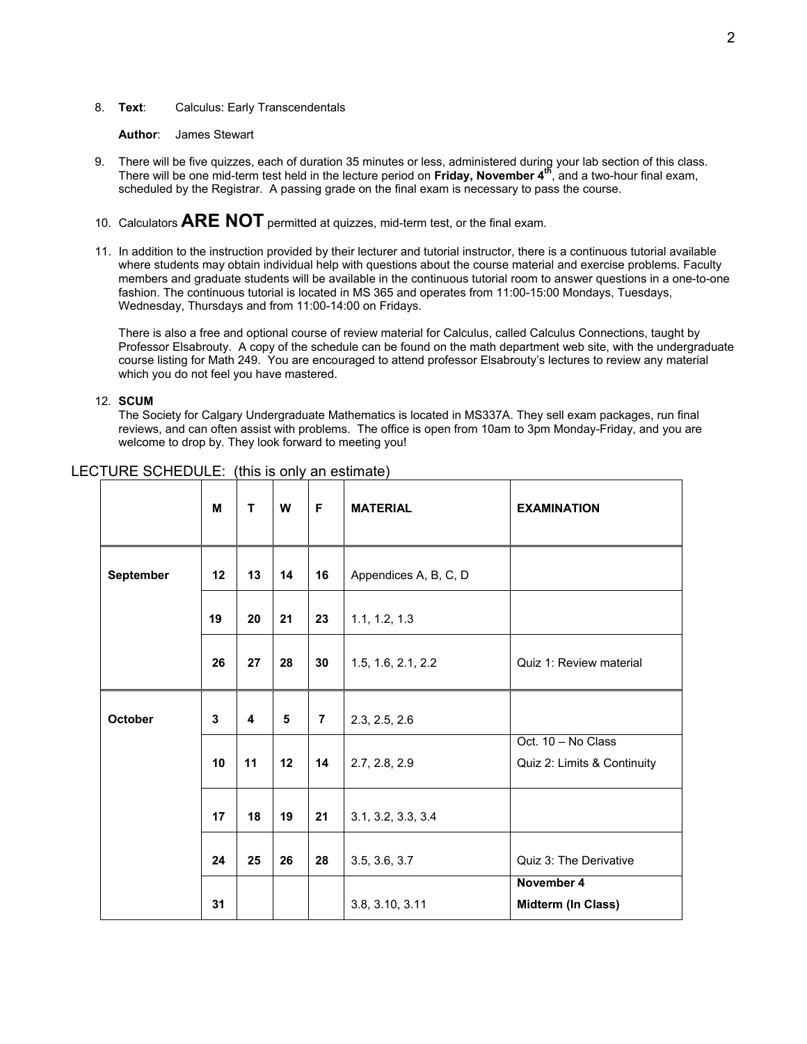8. **Text**: Calculus: Early Transcendentals

   **Author**: James Stewart

9. There will be five quizzes, each of duration 35 minutes or less, administered during your lab section of this class. There will be one mid-term test held in the lecture period on **Friday, November 4th**, and a two-hour final exam, scheduled by the Registrar. A passing grade on the final exam is necessary to pass the course.

10. Calculators **ARE NOT** permitted at quizzes, mid-term test, or the final exam.

11. In addition to the instruction provided by their lecturer and tutorial instructor, there is a continuous tutorial available where students may obtain individual help with questions about the course material and exercise problems. Faculty members and graduate students will be available in the continuous tutorial room to answer questions in a one-to-one fashion. The continuous tutorial is located in MS 365 and operates from 11:00-15:00 Mondays, Tuesdays, Wednesday, Thursdays and from 11:00-14:00 on Fridays.

    There is also a free and optional course of review material for Calculus, called Calculus Connections, taught by Professor Elsabrouty. A copy of the schedule can be found on the math department web site, with the undergraduate course listing for Math 249. You are encouraged to attend professor Elsabrouty's lectures to review any material which you do not feel you have mastered.

12. **SCUM**

    The Society for Calgary Undergraduate Mathematics is located in MS337A. They sell exam packages, run final reviews, and can often assist with problems. The office is open from 10am to 3pm Monday-Friday, and you are welcome to drop by. They look forward to meeting you!

LECTURE SCHEDULE: (this is only an estimate)

| | M | T | W | F | MATERIAL | EXAMINATION |
|---|---|---|---|---|---|---|
| **September** | 12 | 13 | 14 | 16 | Appendices A, B, C, D | |
| | 19 | 20 | 21 | 23 | 1.1, 1.2, 1.3 | |
| | 26 | 27 | 28 | 30 | 1.5, 1.6, 2.1, 2.2 | Quiz 1: Review material |
| **October** | 3 | 4 | 5 | 7 | 2.3, 2.5, 2.6 | |
| | 10 | 11 | 12 | 14 | 2.7, 2.8, 2.9 | Oct. 10 – No Class<br>Quiz 2: Limits & Continuity |
| | 17 | 18 | 19 | 21 | 3.1, 3.2, 3.3, 3.4 | |
| | 24 | 25 | 26 | 28 | 3.5, 3.6, 3.7 | Quiz 3: The Derivative |
| | 31 | | | | 3.8, 3.10, 3.11 | **November 4**<br>**Midterm (In Class)** |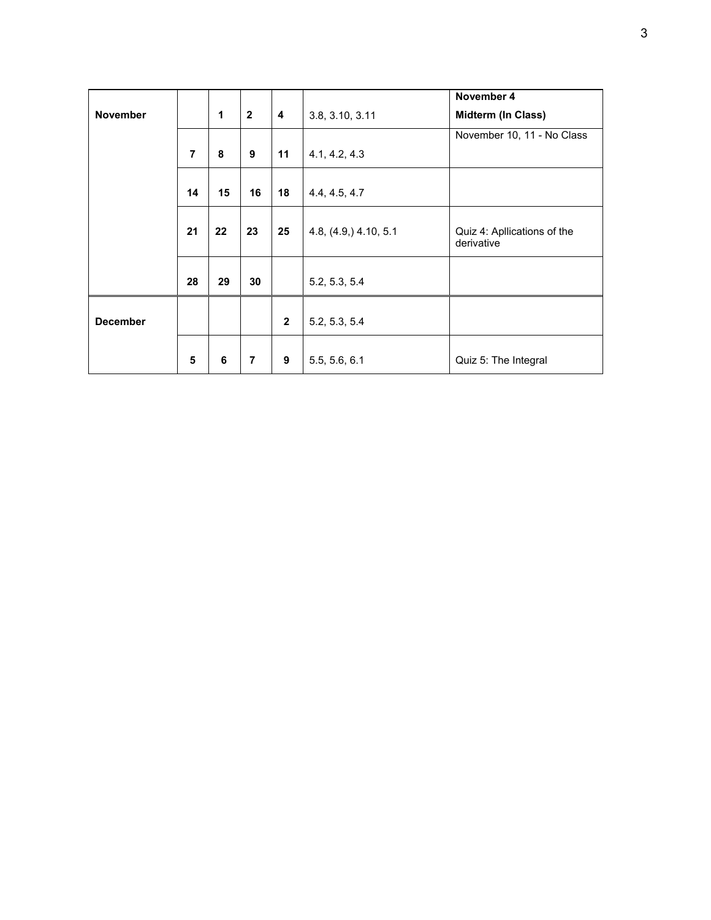| | | | | | | |
|---|---|---|---|---|---|---|
| **November** | | **1** | **2** | **4** | 3.8, 3.10, 3.11 | **November 4** **Midterm (In Class)** |
| | **7** | **8** | **9** | **11** | 4.1, 4.2, 4.3 | November 10, 11 - No Class |
| | **14** | **15** | **16** | **18** | 4.4, 4.5, 4.7 | |
| | **21** | **22** | **23** | **25** | 4.8, (4.9,) 4.10, 5.1 | Quiz 4: Apllications of the derivative |
| | **28** | **29** | **30** | | 5.2, 5.3, 5.4 | |
| **December** | | | | **2** | 5.2, 5.3, 5.4 | |
| | **5** | **6** | **7** | **9** | 5.5, 5.6, 6.1 | Quiz 5: The Integral |